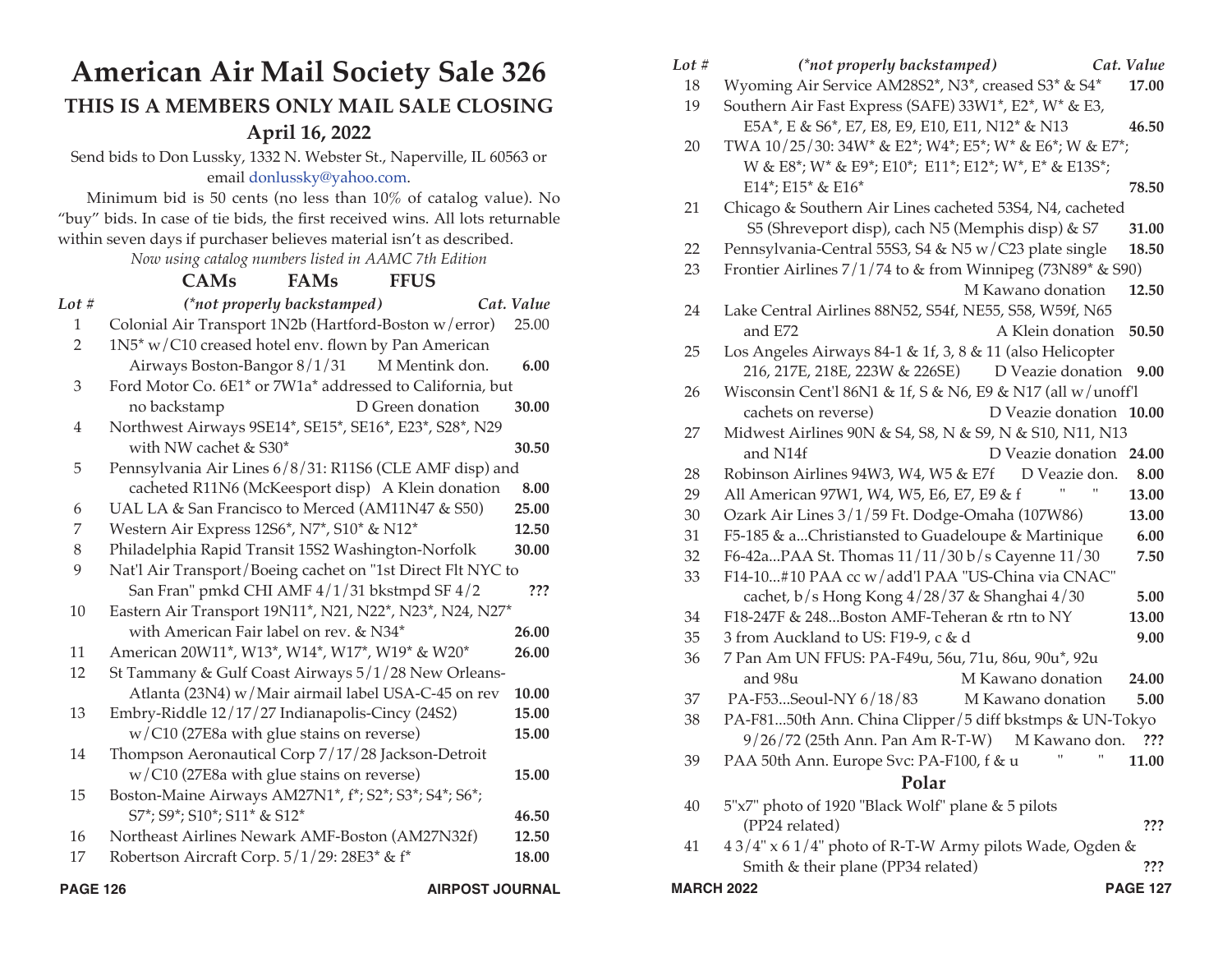# American Air Mail Society Sale 326

## THIS IS A MEMBERS ONLY MAIL SALE CLOSING April 16, 2022

Send bids to Don Lussky, 1332 N. Webster St., Naperville, IL 60563 or email donlussky@yahoo.com.

Minimum bid is 50 cents (no less than 10% of catalog value). No "buy" bids. In case of tie bids, the first received wins. All lots returnable within seven days if purchaser believes material isn't as described.

*Now using catalog numbers listed in AAMC 7th Edition*

### CAMs FAMs FFUS

| Lot # | (*not properly backstamped) | Cat. Value |
|---|---|---|
| 1 | Colonial Air Transport 1N2b (Hartford-Boston w/error) | 25.00 |
| 2 | 1N5* w/C10 creased hotel env. flown by Pan American Airways Boston-Bangor 8/1/31 M Mentink don. | **6.00** |
| 3 | Ford Motor Co. 6E1* or 7W1a* addressed to California, but no backstamp D Green donation | **30.00** |
| 4 | Northwest Airways 9SE14*, SE15*, SE16*, E23*, S28*, N29 with NW cachet & S30* | **30.50** |
| 5 | Pennsylvania Air Lines 6/8/31: R11S6 (CLE AMF disp) and cacheted R11N6 (McKeesport disp) A Klein donation | **8.00** |
| 6 | UAL LA & San Francisco to Merced (AM11N47 & S50) | **25.00** |
| 7 | Western Air Express 12S6*, N7*, S10* & N12* | **12.50** |
| 8 | Philadelphia Rapid Transit 15S2 Washington-Norfolk | **30.00** |
| 9 | Nat'l Air Transport/Boeing cachet on "1st Direct Flt NYC to San Fran" pmkd CHI AMF 4/1/31 bkstmpd SF 4/2 | **???** |
| 10 | Eastern Air Transport 19N11*, N21, N22*, N23*, N24, N27* with American Fair label on rev. & N34* | **26.00** |
| 11 | American 20W11*, W13*, W14*, W17*, W19* & W20* | **26.00** |
| 12 | St Tammany & Gulf Coast Airways 5/1/28 New Orleans-Atlanta (23N4) w/Mair airmail label USA-C-45 on rev | **10.00** |
| 13 | Embry-Riddle 12/17/27 Indianapolis-Cincy (24S2) | **15.00** |
| | w/C10 (27E8a with glue stains on reverse) | **15.00** |
| 14 | Thompson Aeronautical Corp 7/17/28 Jackson-Detroit w/C10 (27E8a with glue stains on reverse) | **15.00** |
| 15 | Boston-Maine Airways AM27N1*, f*; S2*; S3*; S4*; S6*; S7*; S9*; S10*; S11* & S12* | **46.50** |
| 16 | Northeast Airlines Newark AMF-Boston (AM27N32f) | **12.50** |
| 17 | Robertson Aircraft Corp. 5/1/29: 28E3* & f* | **18.00** |
| 18 | Wyoming Air Service AM28S2*, N3*, creased S3* & S4* | **17.00** |
| 19 | Southern Air Fast Express (SAFE) 33W1*, E2*, W* & E3, E5A*, E & S6*, E7, E8, E9, E10, E11, N12* & N13 | **46.50** |
| 20 | TWA 10/25/30: 34W* & E2*; W4*; E5*; W* & E6*; W & E7*; W & E8*; W* & E9*; E10*; E11*; E12*; W*, E* & E13S*; E14*; E15* & E16* | **78.50** |
| 21 | Chicago & Southern Air Lines cacheted 53S4, N4, cacheted S5 (Shreveport disp), cach N5 (Memphis disp) & S7 | **31.00** |
| 22 | Pennsylvania-Central 55S3, S4 & N5 w/C23 plate single | **18.50** |
| 23 | Frontier Airlines 7/1/74 to & from Winnipeg (73N89* & S90) M Kawano donation | **12.50** |
| 24 | Lake Central Airlines 88N52, S54f, NE55, S58, W59f, N65 and E72 A Klein donation | **50.50** |
| 25 | Los Angeles Airways 84-1 & 1f, 3, 8 & 11 (also Helicopter 216, 217E, 218E, 223W & 226SE) D Veazie donation | **9.00** |
| 26 | Wisconsin Cent'l 86N1 & 1f, S & N6, E9 & N17 (all w/unoff'l cachets on reverse) D Veazie donation | **10.00** |
| 27 | Midwest Airlines 90N & S4, S8, N & S9, N & S10, N11, N13 and N14f D Veazie donation | **24.00** |
| 28 | Robinson Airlines 94W3, W4, W5 & E7f D Veazie don. | **8.00** |
| 29 | All American 97W1, W4, W5, E6, E7, E9 & f " " | **13.00** |
| 30 | Ozark Air Lines 3/1/59 Ft. Dodge-Omaha (107W86) | **13.00** |
| 31 | F5-185 & a...Christiansted to Guadeloupe & Martinique | **6.00** |
| 32 | F6-42a...PAA St. Thomas 11/11/30 b/s Cayenne 11/30 | **7.50** |
| 33 | F14-10...#10 PAA cc w/add'l PAA "US-China via CNAC" cachet, b/s Hong Kong 4/28/37 & Shanghai 4/30 | **5.00** |
| 34 | F18-247F & 248...Boston AMF-Teheran & rtn to NY | **13.00** |
| 35 | 3 from Auckland to US: F19-9, c & d | **9.00** |
| 36 | 7 Pan Am UN FFUS: PA-F49u, 56u, 71u, 86u, 90u*, 92u and 98u M Kawano donation | **24.00** |
| 37 | PA-F53...Seoul-NY 6/18/83 M Kawano donation | **5.00** |
| 38 | PA-F81...50th Ann. China Clipper/5 diff bkstmps & UN-Tokyo 9/26/72 (25th Ann. Pan Am R-T-W) M Kawano don. | **???** |
| 39 | PAA 50th Ann. Europe Svc: PA-F100, f & u " " | **11.00** |

### Polar

| Lot # | | Cat. Value |
|---|---|---|
| 40 | 5"x7" photo of 1920 "Black Wolf" plane & 5 pilots (PP24 related) | **???** |
| 41 | 4 3/4" x 6 1/4" photo of R-T-W Army pilots Wade, Ogden & Smith & their plane (PP34 related) | **???** |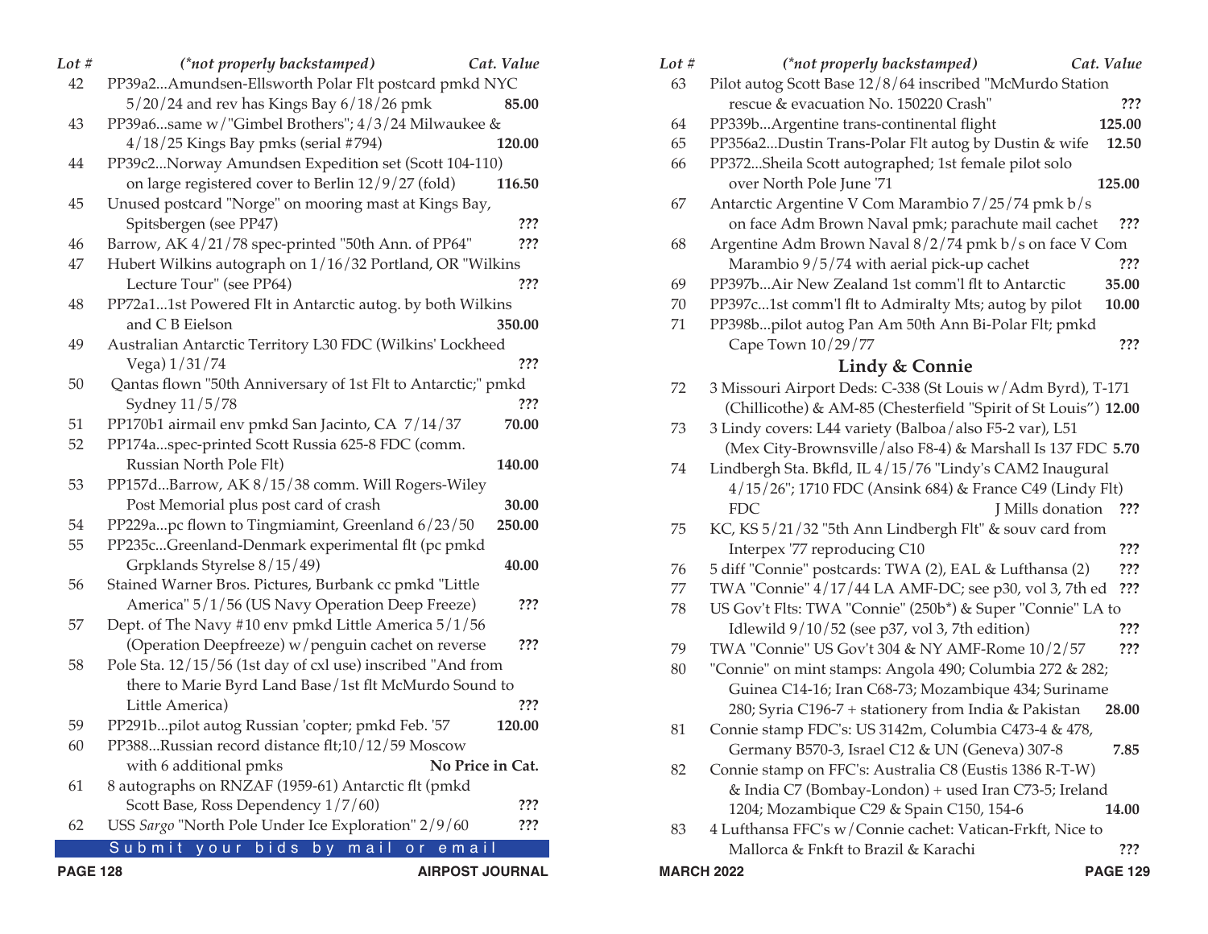| Lot # | (*not properly backstamped) | Cat. Value |
|---|---|---|
| 42 | PP39a2...Amundsen-Ellsworth Polar Flt postcard pmkd NYC 5/20/24 and rev has Kings Bay 6/18/26 pmk | **85.00** |
| 43 | PP39a6...same w/"Gimbel Brothers"; 4/3/24 Milwaukee & 4/18/25 Kings Bay pmks (serial #794) | **120.00** |
| 44 | PP39c2...Norway Amundsen Expedition set (Scott 104-110) on large registered cover to Berlin 12/9/27 (fold) | **116.50** |
| 45 | Unused postcard "Norge" on mooring mast at Kings Bay, Spitsbergen (see PP47) | **???** |
| 46 | Barrow, AK 4/21/78 spec-printed "50th Ann. of PP64" | **???** |
| 47 | Hubert Wilkins autograph on 1/16/32 Portland, OR "Wilkins Lecture Tour" (see PP64) | **???** |
| 48 | PP72a1...1st Powered Flt in Antarctic autog. by both Wilkins and C B Eielson | **350.00** |
| 49 | Australian Antarctic Territory L30 FDC (Wilkins' Lockheed Vega) 1/31/74 | **???** |
| 50 | Qantas flown "50th Anniversary of 1st Flt to Antarctic;" pmkd Sydney 11/5/78 | **???** |
| 51 | PP170b1 airmail env pmkd San Jacinto, CA 7/14/37 | **70.00** |
| 52 | PP174a...spec-printed Scott Russia 625-8 FDC (comm. Russian North Pole Flt) | **140.00** |
| 53 | PP157d...Barrow, AK 8/15/38 comm. Will Rogers-Wiley Post Memorial plus post card of crash | **30.00** |
| 54 | PP229a...pc flown to Tingmiamint, Greenland 6/23/50 | **250.00** |
| 55 | PP235c...Greenland-Denmark experimental flt (pc pmkd Grpklands Styrelse 8/15/49) | **40.00** |
| 56 | Stained Warner Bros. Pictures, Burbank cc pmkd "Little America" 5/1/56 (US Navy Operation Deep Freeze) | **???** |
| 57 | Dept. of The Navy #10 env pmkd Little America 5/1/56 (Operation Deepfreeze) w/penguin cachet on reverse | **???** |
| 58 | Pole Sta. 12/15/56 (1st day of cxl use) inscribed "And from there to Marie Byrd Land Base/1st flt McMurdo Sound to Little America) | **???** |
| 59 | PP291b...pilot autog Russian 'copter; pmkd Feb. '57 | **120.00** |
| 60 | PP388...Russian record distance flt;10/12/59 Moscow with 6 additional pmks | **No Price in Cat.** |
| 61 | 8 autographs on RNZAF (1959-61) Antarctic flt (pmkd Scott Base, Ross Dependency 1/7/60) | **???** |
| 62 | USS *Sargo* "North Pole Under Ice Exploration" 2/9/60 | **???** |

Submit your bids by mail or email

| Lot # | (*not properly backstamped) | Cat. Value |
|---|---|---|
| 63 | Pilot autog Scott Base 12/8/64 inscribed "McMurdo Station rescue & evacuation No. 150220 Crash" | **???** |
| 64 | PP339b...Argentine trans-continental flight | **125.00** |
| 65 | PP356a2...Dustin Trans-Polar Flt autog by Dustin & wife | **12.50** |
| 66 | PP372...Sheila Scott autographed; 1st female pilot solo over North Pole June '71 | **125.00** |
| 67 | Antarctic Argentine V Com Marambio 7/25/74 pmk b/s on face Adm Brown Naval pmk; parachute mail cachet | **???** |
| 68 | Argentine Adm Brown Naval 8/2/74 pmk b/s on face V Com Marambio 9/5/74 with aerial pick-up cachet | **???** |
| 69 | PP397b...Air New Zealand 1st comm'l flt to Antarctic | **35.00** |
| 70 | PP397c...1st comm'l flt to Admiralty Mts; autog by pilot | **10.00** |
| 71 | PP398b...pilot autog Pan Am 50th Ann Bi-Polar Flt; pmkd Cape Town 10/29/77 | **???** |

## Lindy & Connie

| Lot # | Description | Cat. Value |
|---|---|---|
| 72 | 3 Missouri Airport Deds: C-338 (St Louis w/Adm Byrd), T-171 (Chillicothe) & AM-85 (Chesterfield "Spirit of St Louis") | **12.00** |
| 73 | 3 Lindy covers: L44 variety (Balboa/also F5-2 var), L51 (Mex City-Brownsville/also F8-4) & Marshall Is 137 FDC | **5.70** |
| 74 | Lindbergh Sta. Bkfld, IL 4/15/76 "Lindy's CAM2 Inaugural 4/15/26"; 1710 FDC (Ansink 684) & France C49 (Lindy Flt) FDC J Mills donation | **???** |
| 75 | KC, KS 5/21/32 "5th Ann Lindbergh Flt" & souv card from Interpex '77 reproducing C10 | **???** |
| 76 | 5 diff "Connie" postcards: TWA (2), EAL & Lufthansa (2) | **???** |
| 77 | TWA "Connie" 4/17/44 LA AMF-DC; see p30, vol 3, 7th ed | **???** |
| 78 | US Gov't Flts: TWA "Connie" (250b*) & Super "Connie" LA to Idlewild 9/10/52 (see p37, vol 3, 7th edition) | **???** |
| 79 | TWA "Connie" US Gov't 304 & NY AMF-Rome 10/2/57 | **???** |
| 80 | "Connie" on mint stamps: Angola 490; Columbia 272 & 282; Guinea C14-16; Iran C68-73; Mozambique 434; Suriname 280; Syria C196-7 + stationery from India & Pakistan | **28.00** |
| 81 | Connie stamp FDC's: US 3142m, Columbia C473-4 & 478, Germany B570-3, Israel C12 & UN (Geneva) 307-8 | **7.85** |
| 82 | Connie stamp on FFC's: Australia C8 (Eustis 1386 R-T-W) & India C7 (Bombay-London) + used Iran C73-5; Ireland 1204; Mozambique C29 & Spain C150, 154-6 | **14.00** |
| 83 | 4 Lufthansa FFC's w/Connie cachet: Vatican-Frkft, Nice to Mallorca & Fnkft to Brazil & Karachi | **???** |